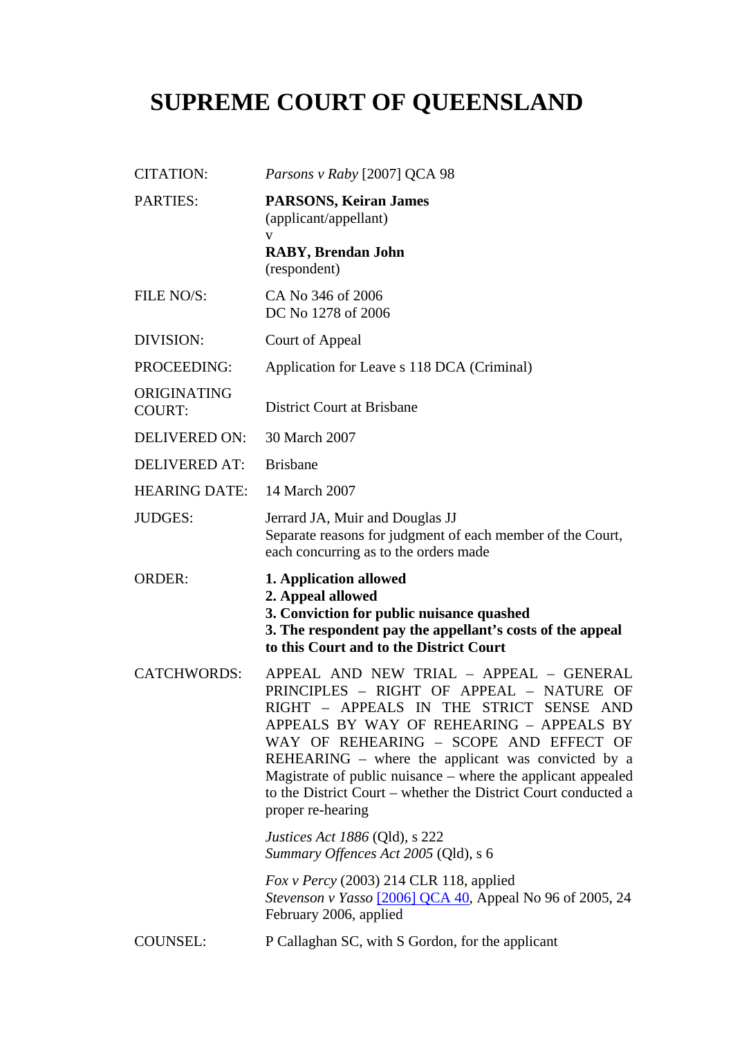# SUPREME COURT OF QUEENSLAND

| | |
|---|---|
| CITATION: | *Parsons v Raby* [2007] QCA 98 |
| PARTIES: | **PARSONS, Keiran James**<br>(applicant/appellant)<br>v<br>**RABY, Brendan John**<br>(respondent) |
| FILE NO/S: | CA No 346 of 2006<br>DC No 1278 of 2006 |
| DIVISION: | Court of Appeal |
| PROCEEDING: | Application for Leave s 118 DCA (Criminal) |
| ORIGINATING COURT: | District Court at Brisbane |
| DELIVERED ON: | 30 March 2007 |
| DELIVERED AT: | Brisbane |
| HEARING DATE: | 14 March 2007 |
| JUDGES: | Jerrard JA, Muir and Douglas JJ<br>Separate reasons for judgment of each member of the Court, each concurring as to the orders made |
| ORDER: | **1. Application allowed**<br>**2. Appeal allowed**<br>**3. Conviction for public nuisance quashed**<br>**3. The respondent pay the appellant's costs of the appeal to this Court and to the District Court** |
| CATCHWORDS: | APPEAL AND NEW TRIAL – APPEAL – GENERAL PRINCIPLES – RIGHT OF APPEAL – NATURE OF RIGHT – APPEALS IN THE STRICT SENSE AND APPEALS BY WAY OF REHEARING – APPEALS BY WAY OF REHEARING – SCOPE AND EFFECT OF REHEARING – where the applicant was convicted by a Magistrate of public nuisance – where the applicant appealed to the District Court – whether the District Court conducted a proper re-hearing<br><br>*Justices Act 1886* (Qld), s 222<br>*Summary Offences Act 2005* (Qld), s 6<br><br>*Fox v Percy* (2003) 214 CLR 118, applied<br>*Stevenson v Yasso* [2006] QCA 40, Appeal No 96 of 2005, 24 February 2006, applied |
| COUNSEL: | P Callaghan SC, with S Gordon, for the applicant |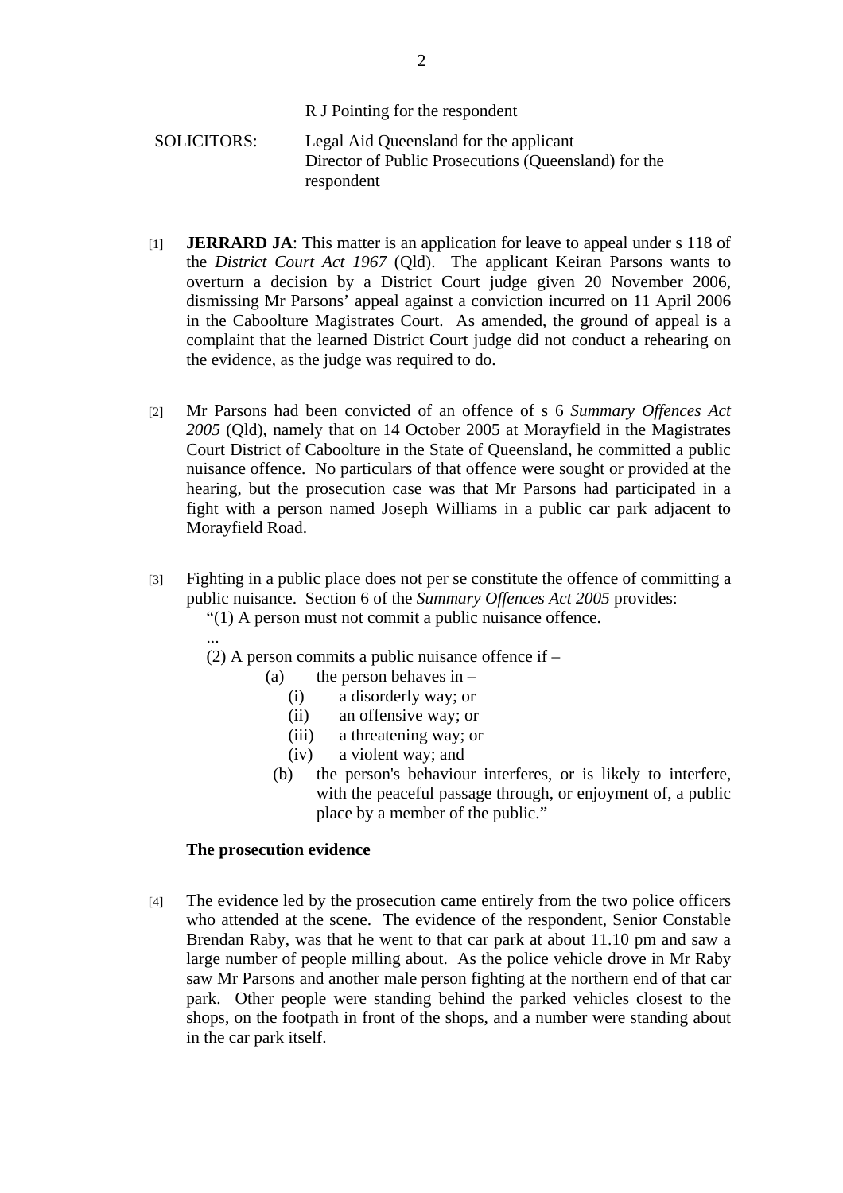R J Pointing for the respondent

SOLICITORS: Legal Aid Queensland for the applicant
Director of Public Prosecutions (Queensland) for the respondent

[1] **JERRARD JA**: This matter is an application for leave to appeal under s 118 of the *District Court Act 1967* (Qld). The applicant Keiran Parsons wants to overturn a decision by a District Court judge given 20 November 2006, dismissing Mr Parsons' appeal against a conviction incurred on 11 April 2006 in the Caboolture Magistrates Court. As amended, the ground of appeal is a complaint that the learned District Court judge did not conduct a rehearing on the evidence, as the judge was required to do.

[2] Mr Parsons had been convicted of an offence of s 6 *Summary Offences Act 2005* (Qld), namely that on 14 October 2005 at Morayfield in the Magistrates Court District of Caboolture in the State of Queensland, he committed a public nuisance offence. No particulars of that offence were sought or provided at the hearing, but the prosecution case was that Mr Parsons had participated in a fight with a person named Joseph Williams in a public car park adjacent to Morayfield Road.

[3] Fighting in a public place does not per se constitute the offence of committing a public nuisance. Section 6 of the *Summary Offences Act 2005* provides:

> "(1) A person must not commit a public nuisance offence.
>
> ...
>
> (2) A person commits a public nuisance offence if –
>
> (a) the person behaves in –
>
> (i) a disorderly way; or
>
> (ii) an offensive way; or
>
> (iii) a threatening way; or
>
> (iv) a violent way; and
>
> (b) the person's behaviour interferes, or is likely to interfere, with the peaceful passage through, or enjoyment of, a public place by a member of the public."

**The prosecution evidence**

[4] The evidence led by the prosecution came entirely from the two police officers who attended at the scene. The evidence of the respondent, Senior Constable Brendan Raby, was that he went to that car park at about 11.10 pm and saw a large number of people milling about. As the police vehicle drove in Mr Raby saw Mr Parsons and another male person fighting at the northern end of that car park. Other people were standing behind the parked vehicles closest to the shops, on the footpath in front of the shops, and a number were standing about in the car park itself.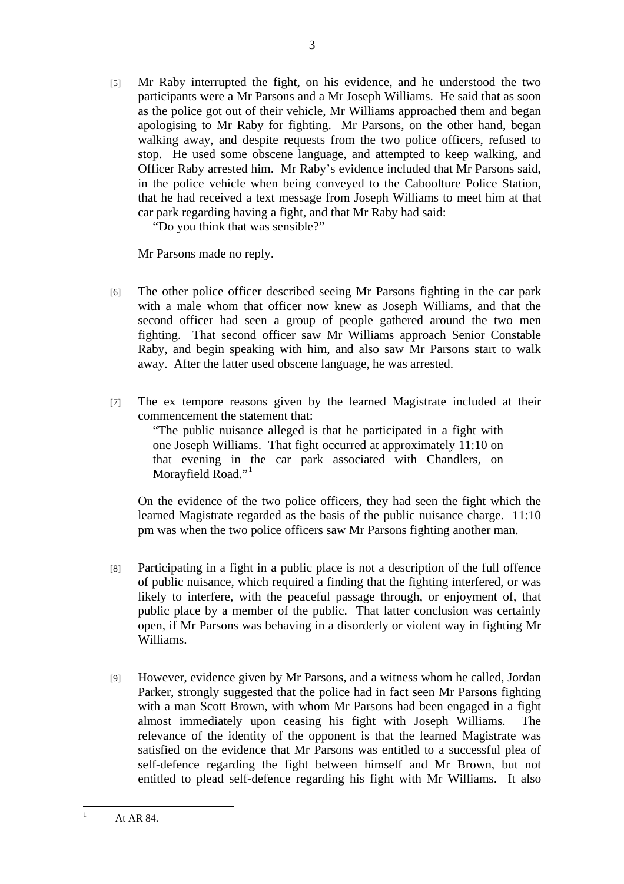[5] Mr Raby interrupted the fight, on his evidence, and he understood the two participants were a Mr Parsons and a Mr Joseph Williams. He said that as soon as the police got out of their vehicle, Mr Williams approached them and began apologising to Mr Raby for fighting. Mr Parsons, on the other hand, began walking away, and despite requests from the two police officers, refused to stop. He used some obscene language, and attempted to keep walking, and Officer Raby arrested him. Mr Raby's evidence included that Mr Parsons said, in the police vehicle when being conveyed to the Caboolture Police Station, that he had received a text message from Joseph Williams to meet him at that car park regarding having a fight, and that Mr Raby had said:

> "Do you think that was sensible?"

Mr Parsons made no reply.

[6] The other police officer described seeing Mr Parsons fighting in the car park with a male whom that officer now knew as Joseph Williams, and that the second officer had seen a group of people gathered around the two men fighting. That second officer saw Mr Williams approach Senior Constable Raby, and begin speaking with him, and also saw Mr Parsons start to walk away. After the latter used obscene language, he was arrested.

[7] The ex tempore reasons given by the learned Magistrate included at their commencement the statement that:

> "The public nuisance alleged is that he participated in a fight with one Joseph Williams. That fight occurred at approximately 11:10 on that evening in the car park associated with Chandlers, on Morayfield Road."[1]

On the evidence of the two police officers, they had seen the fight which the learned Magistrate regarded as the basis of the public nuisance charge. 11:10 pm was when the two police officers saw Mr Parsons fighting another man.

[8] Participating in a fight in a public place is not a description of the full offence of public nuisance, which required a finding that the fighting interfered, or was likely to interfere, with the peaceful passage through, or enjoyment of, that public place by a member of the public. That latter conclusion was certainly open, if Mr Parsons was behaving in a disorderly or violent way in fighting Mr Williams.

[9] However, evidence given by Mr Parsons, and a witness whom he called, Jordan Parker, strongly suggested that the police had in fact seen Mr Parsons fighting with a man Scott Brown, with whom Mr Parsons had been engaged in a fight almost immediately upon ceasing his fight with Joseph Williams. The relevance of the identity of the opponent is that the learned Magistrate was satisfied on the evidence that Mr Parsons was entitled to a successful plea of self-defence regarding the fight between himself and Mr Brown, but not entitled to plead self-defence regarding his fight with Mr Williams. It also

---

[1] At AR 84.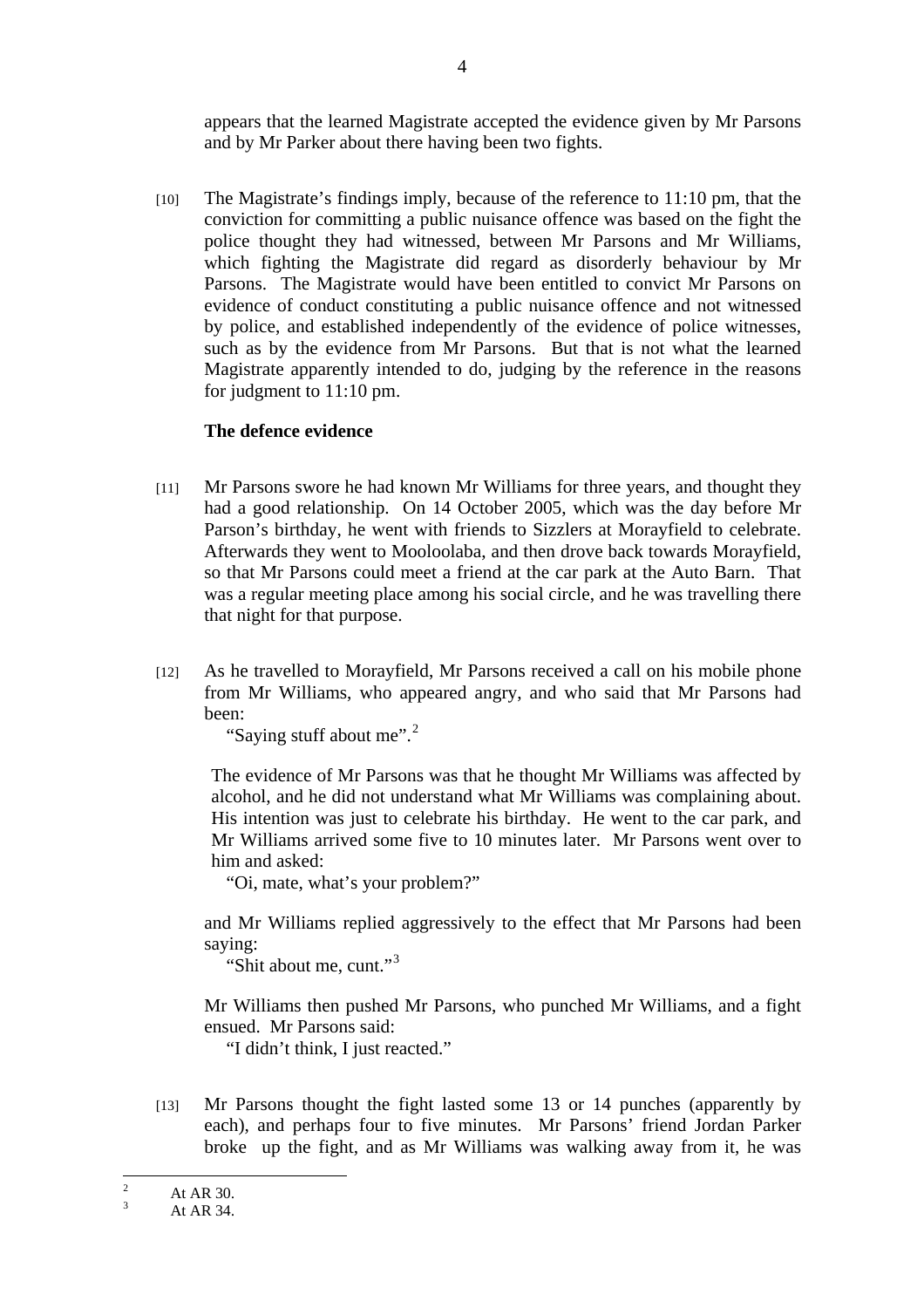appears that the learned Magistrate accepted the evidence given by Mr Parsons and by Mr Parker about there having been two fights.

[10] The Magistrate's findings imply, because of the reference to 11:10 pm, that the conviction for committing a public nuisance offence was based on the fight the police thought they had witnessed, between Mr Parsons and Mr Williams, which fighting the Magistrate did regard as disorderly behaviour by Mr Parsons. The Magistrate would have been entitled to convict Mr Parsons on evidence of conduct constituting a public nuisance offence and not witnessed by police, and established independently of the evidence of police witnesses, such as by the evidence from Mr Parsons. But that is not what the learned Magistrate apparently intended to do, judging by the reference in the reasons for judgment to 11:10 pm.

**The defence evidence**

[11] Mr Parsons swore he had known Mr Williams for three years, and thought they had a good relationship. On 14 October 2005, which was the day before Mr Parson's birthday, he went with friends to Sizzlers at Morayfield to celebrate. Afterwards they went to Mooloolaba, and then drove back towards Morayfield, so that Mr Parsons could meet a friend at the car park at the Auto Barn. That was a regular meeting place among his social circle, and he was travelling there that night for that purpose.

[12] As he travelled to Morayfield, Mr Parsons received a call on his mobile phone from Mr Williams, who appeared angry, and who said that Mr Parsons had been:

"Saying stuff about me".[2]

The evidence of Mr Parsons was that he thought Mr Williams was affected by alcohol, and he did not understand what Mr Williams was complaining about. His intention was just to celebrate his birthday. He went to the car park, and Mr Williams arrived some five to 10 minutes later. Mr Parsons went over to him and asked:

"Oi, mate, what's your problem?"

and Mr Williams replied aggressively to the effect that Mr Parsons had been saying:

"Shit about me, cunt."[3]

Mr Williams then pushed Mr Parsons, who punched Mr Williams, and a fight ensued. Mr Parsons said:

"I didn't think, I just reacted."

[13] Mr Parsons thought the fight lasted some 13 or 14 punches (apparently by each), and perhaps four to five minutes. Mr Parsons' friend Jordan Parker broke up the fight, and as Mr Williams was walking away from it, he was

---

[2] At AR 30.

[3] At AR 34.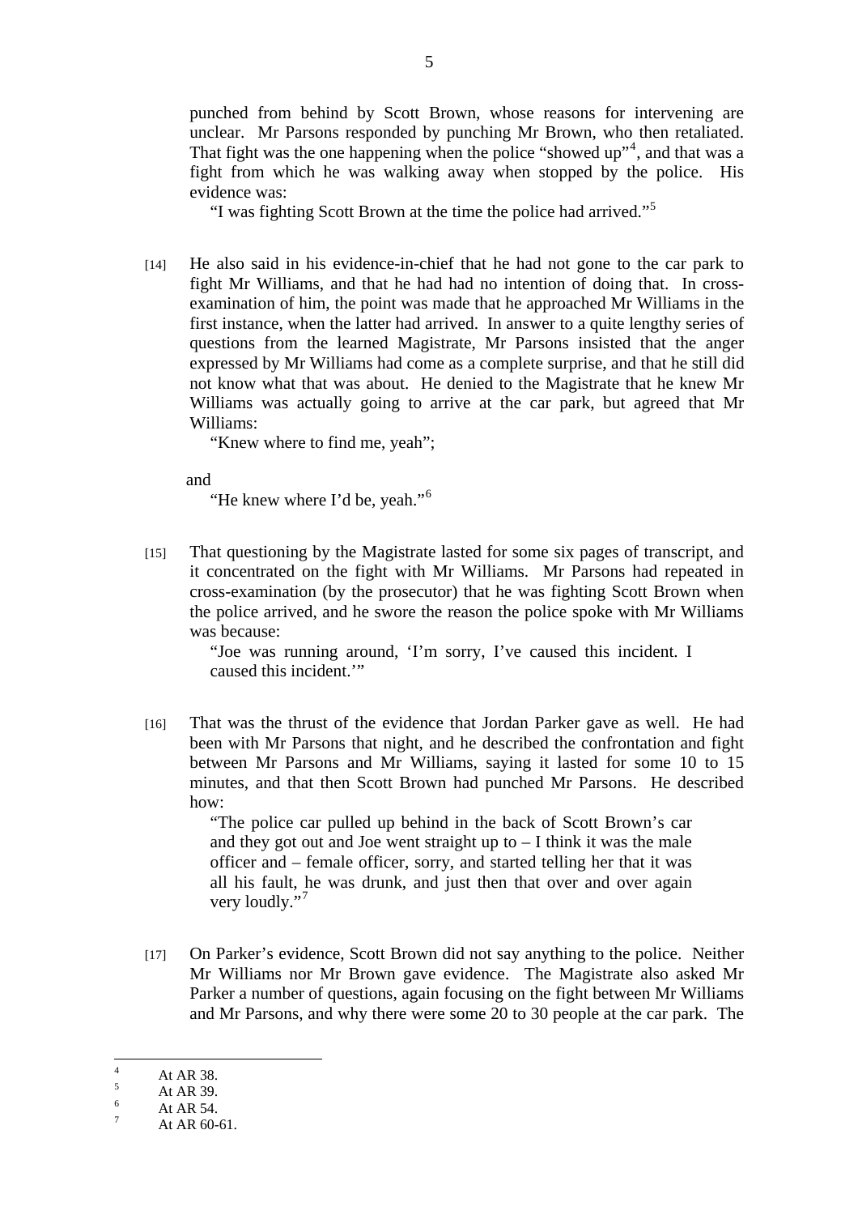punched from behind by Scott Brown, whose reasons for intervening are unclear. Mr Parsons responded by punching Mr Brown, who then retaliated. That fight was the one happening when the police "showed up"[4], and that was a fight from which he was walking away when stopped by the police. His evidence was:

> "I was fighting Scott Brown at the time the police had arrived."[5]

[14] He also said in his evidence-in-chief that he had not gone to the car park to fight Mr Williams, and that he had had no intention of doing that. In cross-examination of him, the point was made that he approached Mr Williams in the first instance, when the latter had arrived. In answer to a quite lengthy series of questions from the learned Magistrate, Mr Parsons insisted that the anger expressed by Mr Williams had come as a complete surprise, and that he still did not know what that was about. He denied to the Magistrate that he knew Mr Williams was actually going to arrive at the car park, but agreed that Mr Williams:

> "Knew where to find me, yeah";

and

> "He knew where I'd be, yeah."[6]

[15] That questioning by the Magistrate lasted for some six pages of transcript, and it concentrated on the fight with Mr Williams. Mr Parsons had repeated in cross-examination (by the prosecutor) that he was fighting Scott Brown when the police arrived, and he swore the reason the police spoke with Mr Williams was because:

> "Joe was running around, 'I'm sorry, I've caused this incident. I caused this incident.'"

[16] That was the thrust of the evidence that Jordan Parker gave as well. He had been with Mr Parsons that night, and he described the confrontation and fight between Mr Parsons and Mr Williams, saying it lasted for some 10 to 15 minutes, and that then Scott Brown had punched Mr Parsons. He described how:

> "The police car pulled up behind in the back of Scott Brown's car and they got out and Joe went straight up to – I think it was the male officer and – female officer, sorry, and started telling her that it was all his fault, he was drunk, and just then that over and over again very loudly."[7]

[17] On Parker's evidence, Scott Brown did not say anything to the police. Neither Mr Williams nor Mr Brown gave evidence. The Magistrate also asked Mr Parker a number of questions, again focusing on the fight between Mr Williams and Mr Parsons, and why there were some 20 to 30 people at the car park. The

---

[4] At AR 38.

[5] At AR 39.

[6] At AR 54.

[7] At AR 60-61.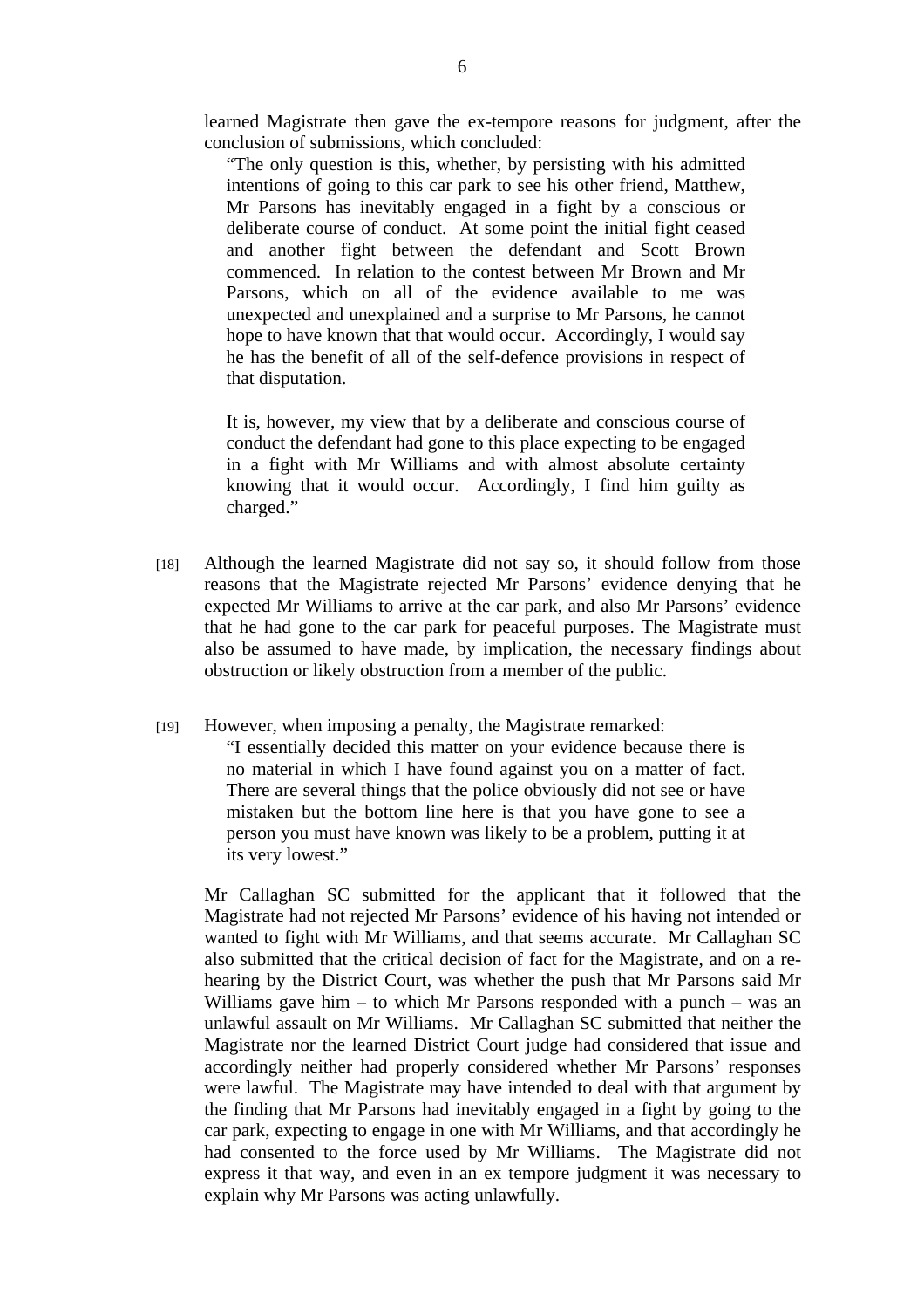learned Magistrate then gave the ex-tempore reasons for judgment, after the conclusion of submissions, which concluded:

> "The only question is this, whether, by persisting with his admitted intentions of going to this car park to see his other friend, Matthew, Mr Parsons has inevitably engaged in a fight by a conscious or deliberate course of conduct. At some point the initial fight ceased and another fight between the defendant and Scott Brown commenced. In relation to the contest between Mr Brown and Mr Parsons, which on all of the evidence available to me was unexpected and unexplained and a surprise to Mr Parsons, he cannot hope to have known that that would occur. Accordingly, I would say he has the benefit of all of the self-defence provisions in respect of that disputation.
>
> It is, however, my view that by a deliberate and conscious course of conduct the defendant had gone to this place expecting to be engaged in a fight with Mr Williams and with almost absolute certainty knowing that it would occur. Accordingly, I find him guilty as charged."

[18] Although the learned Magistrate did not say so, it should follow from those reasons that the Magistrate rejected Mr Parsons' evidence denying that he expected Mr Williams to arrive at the car park, and also Mr Parsons' evidence that he had gone to the car park for peaceful purposes. The Magistrate must also be assumed to have made, by implication, the necessary findings about obstruction or likely obstruction from a member of the public.

[19] However, when imposing a penalty, the Magistrate remarked:

> "I essentially decided this matter on your evidence because there is no material in which I have found against you on a matter of fact. There are several things that the police obviously did not see or have mistaken but the bottom line here is that you have gone to see a person you must have known was likely to be a problem, putting it at its very lowest."

Mr Callaghan SC submitted for the applicant that it followed that the Magistrate had not rejected Mr Parsons' evidence of his having not intended or wanted to fight with Mr Williams, and that seems accurate. Mr Callaghan SC also submitted that the critical decision of fact for the Magistrate, and on a re-hearing by the District Court, was whether the push that Mr Parsons said Mr Williams gave him – to which Mr Parsons responded with a punch – was an unlawful assault on Mr Williams. Mr Callaghan SC submitted that neither the Magistrate nor the learned District Court judge had considered that issue and accordingly neither had properly considered whether Mr Parsons' responses were lawful. The Magistrate may have intended to deal with that argument by the finding that Mr Parsons had inevitably engaged in a fight by going to the car park, expecting to engage in one with Mr Williams, and that accordingly he had consented to the force used by Mr Williams. The Magistrate did not express it that way, and even in an ex tempore judgment it was necessary to explain why Mr Parsons was acting unlawfully.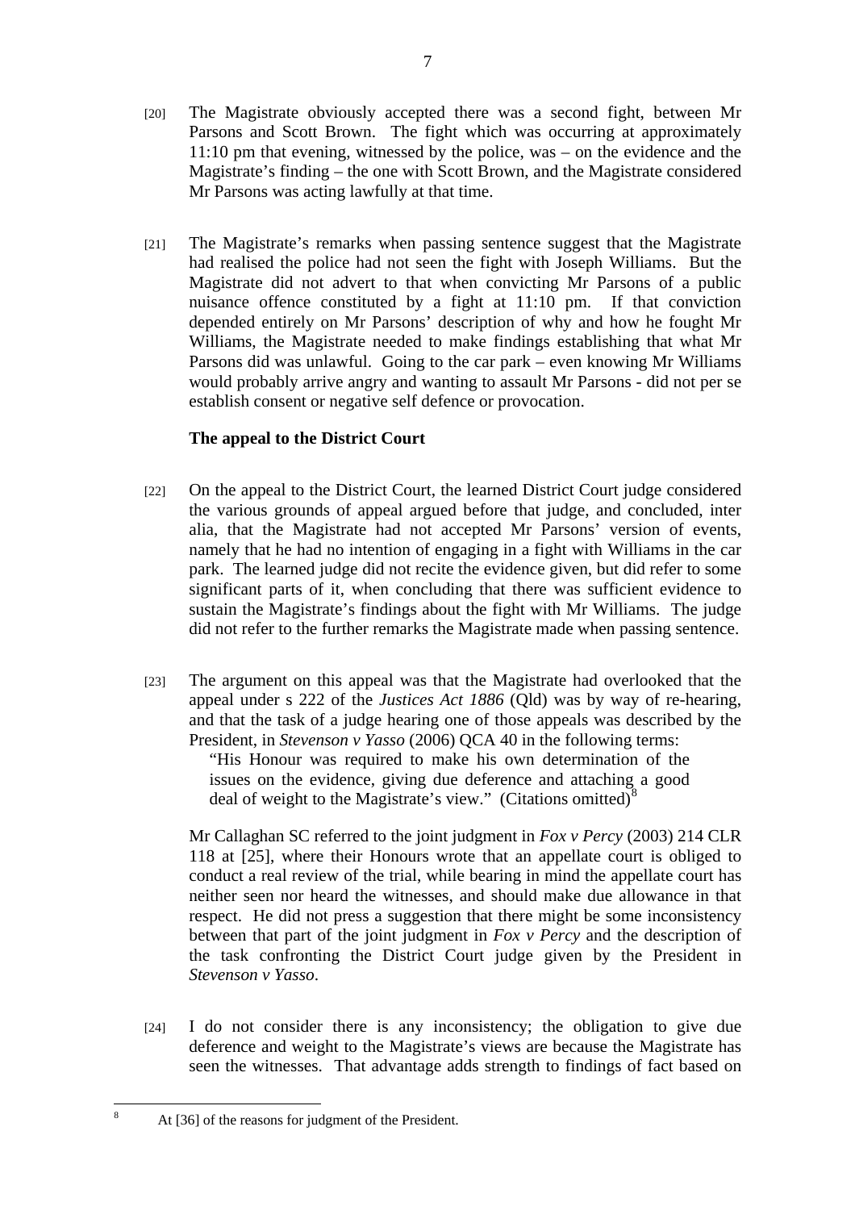[20] The Magistrate obviously accepted there was a second fight, between Mr Parsons and Scott Brown. The fight which was occurring at approximately 11:10 pm that evening, witnessed by the police, was – on the evidence and the Magistrate's finding – the one with Scott Brown, and the Magistrate considered Mr Parsons was acting lawfully at that time.

[21] The Magistrate's remarks when passing sentence suggest that the Magistrate had realised the police had not seen the fight with Joseph Williams. But the Magistrate did not advert to that when convicting Mr Parsons of a public nuisance offence constituted by a fight at 11:10 pm. If that conviction depended entirely on Mr Parsons' description of why and how he fought Mr Williams, the Magistrate needed to make findings establishing that what Mr Parsons did was unlawful. Going to the car park – even knowing Mr Williams would probably arrive angry and wanting to assault Mr Parsons - did not per se establish consent or negative self defence or provocation.

**The appeal to the District Court**

[22] On the appeal to the District Court, the learned District Court judge considered the various grounds of appeal argued before that judge, and concluded, inter alia, that the Magistrate had not accepted Mr Parsons' version of events, namely that he had no intention of engaging in a fight with Williams in the car park. The learned judge did not recite the evidence given, but did refer to some significant parts of it, when concluding that there was sufficient evidence to sustain the Magistrate's findings about the fight with Mr Williams. The judge did not refer to the further remarks the Magistrate made when passing sentence.

[23] The argument on this appeal was that the Magistrate had overlooked that the appeal under s 222 of the *Justices Act 1886* (Qld) was by way of re-hearing, and that the task of a judge hearing one of those appeals was described by the President, in *Stevenson v Yasso* (2006) QCA 40 in the following terms:

> "His Honour was required to make his own determination of the issues on the evidence, giving due deference and attaching a good deal of weight to the Magistrate's view." (Citations omitted)[8]

Mr Callaghan SC referred to the joint judgment in *Fox v Percy* (2003) 214 CLR 118 at [25], where their Honours wrote that an appellate court is obliged to conduct a real review of the trial, while bearing in mind the appellate court has neither seen nor heard the witnesses, and should make due allowance in that respect. He did not press a suggestion that there might be some inconsistency between that part of the joint judgment in *Fox v Percy* and the description of the task confronting the District Court judge given by the President in *Stevenson v Yasso*.

[24] I do not consider there is any inconsistency; the obligation to give due deference and weight to the Magistrate's views are because the Magistrate has seen the witnesses. That advantage adds strength to findings of fact based on

[8] At [36] of the reasons for judgment of the President.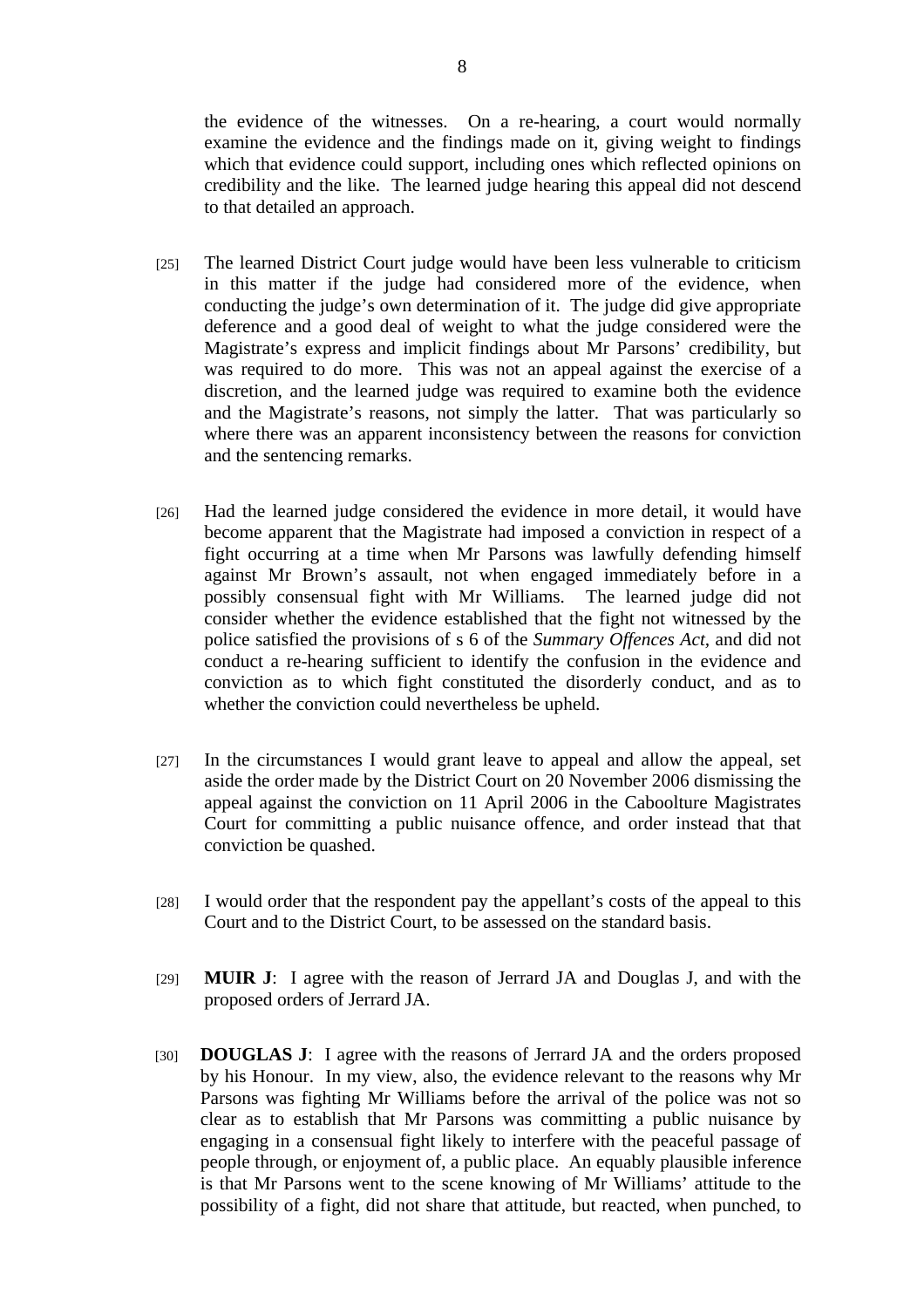the evidence of the witnesses. On a re-hearing, a court would normally examine the evidence and the findings made on it, giving weight to findings which that evidence could support, including ones which reflected opinions on credibility and the like. The learned judge hearing this appeal did not descend to that detailed an approach.

[25] The learned District Court judge would have been less vulnerable to criticism in this matter if the judge had considered more of the evidence, when conducting the judge's own determination of it. The judge did give appropriate deference and a good deal of weight to what the judge considered were the Magistrate's express and implicit findings about Mr Parsons' credibility, but was required to do more. This was not an appeal against the exercise of a discretion, and the learned judge was required to examine both the evidence and the Magistrate's reasons, not simply the latter. That was particularly so where there was an apparent inconsistency between the reasons for conviction and the sentencing remarks.

[26] Had the learned judge considered the evidence in more detail, it would have become apparent that the Magistrate had imposed a conviction in respect of a fight occurring at a time when Mr Parsons was lawfully defending himself against Mr Brown's assault, not when engaged immediately before in a possibly consensual fight with Mr Williams. The learned judge did not consider whether the evidence established that the fight not witnessed by the police satisfied the provisions of s 6 of the *Summary Offences Act*, and did not conduct a re-hearing sufficient to identify the confusion in the evidence and conviction as to which fight constituted the disorderly conduct, and as to whether the conviction could nevertheless be upheld.

[27] In the circumstances I would grant leave to appeal and allow the appeal, set aside the order made by the District Court on 20 November 2006 dismissing the appeal against the conviction on 11 April 2006 in the Caboolture Magistrates Court for committing a public nuisance offence, and order instead that that conviction be quashed.

[28] I would order that the respondent pay the appellant's costs of the appeal to this Court and to the District Court, to be assessed on the standard basis.

[29] **MUIR J**: I agree with the reason of Jerrard JA and Douglas J, and with the proposed orders of Jerrard JA.

[30] **DOUGLAS J**: I agree with the reasons of Jerrard JA and the orders proposed by his Honour. In my view, also, the evidence relevant to the reasons why Mr Parsons was fighting Mr Williams before the arrival of the police was not so clear as to establish that Mr Parsons was committing a public nuisance by engaging in a consensual fight likely to interfere with the peaceful passage of people through, or enjoyment of, a public place. An equably plausible inference is that Mr Parsons went to the scene knowing of Mr Williams' attitude to the possibility of a fight, did not share that attitude, but reacted, when punched, to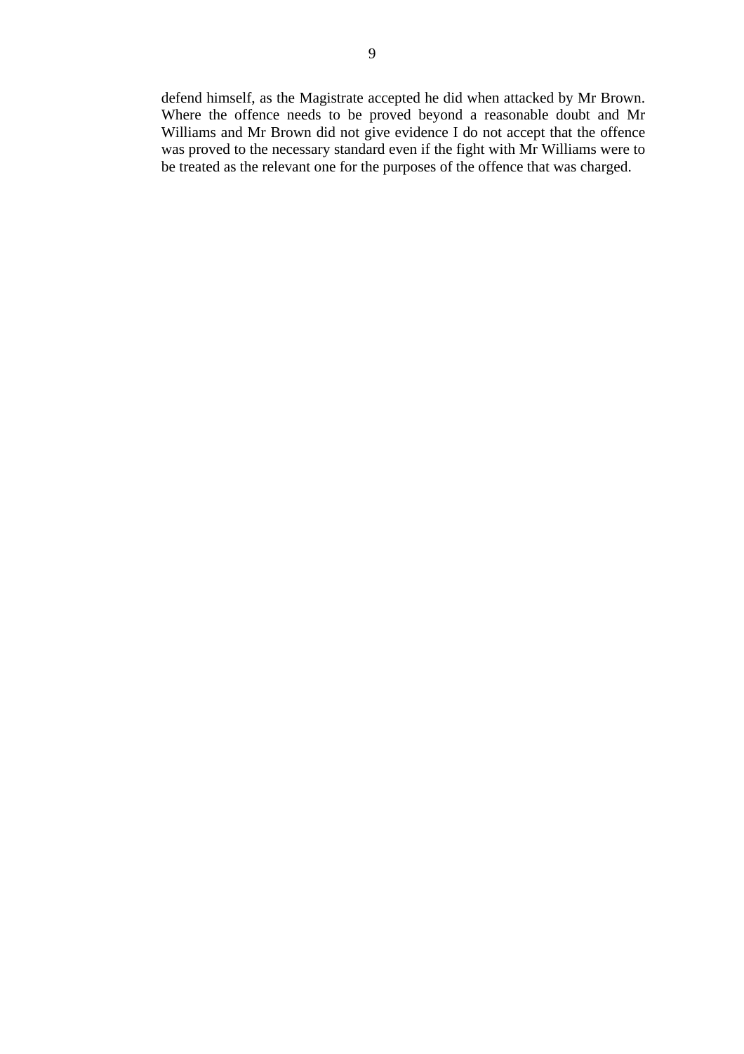defend himself, as the Magistrate accepted he did when attacked by Mr Brown. Where the offence needs to be proved beyond a reasonable doubt and Mr Williams and Mr Brown did not give evidence I do not accept that the offence was proved to the necessary standard even if the fight with Mr Williams were to be treated as the relevant one for the purposes of the offence that was charged.